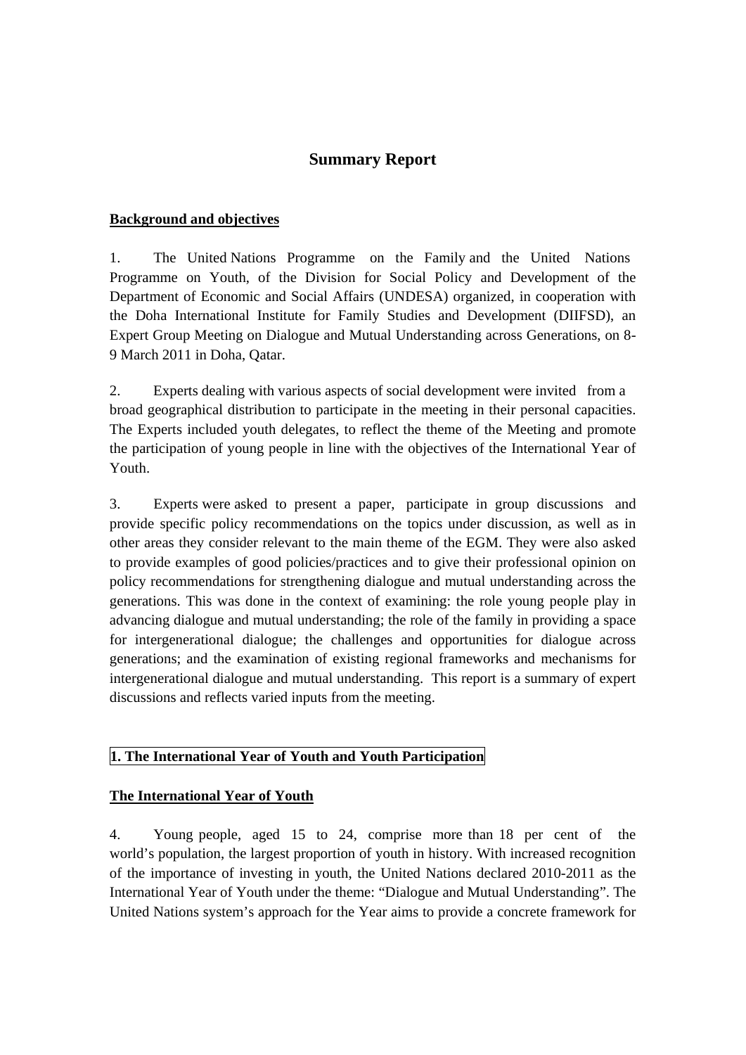# Summary Report

**Background and objectives**

1. The United Nations Programme on the Family and the United Nations Programme on Youth, of the Division for Social Policy and Development of the Department of Economic and Social Affairs (UNDESA) organized, in cooperation with the Doha International Institute for Family Studies and Development (DIIFSD), an Expert Group Meeting on Dialogue and Mutual Understanding across Generations, on 8-9 March 2011 in Doha, Qatar.

2. Experts dealing with various aspects of social development were invited from a broad geographical distribution to participate in the meeting in their personal capacities. The Experts included youth delegates, to reflect the theme of the Meeting and promote the participation of young people in line with the objectives of the International Year of Youth.

3. Experts were asked to present a paper, participate in group discussions and provide specific policy recommendations on the topics under discussion, as well as in other areas they consider relevant to the main theme of the EGM. They were also asked to provide examples of good policies/practices and to give their professional opinion on policy recommendations for strengthening dialogue and mutual understanding across the generations. This was done in the context of examining: the role young people play in advancing dialogue and mutual understanding; the role of the family in providing a space for intergenerational dialogue; the challenges and opportunities for dialogue across generations; and the examination of existing regional frameworks and mechanisms for intergenerational dialogue and mutual understanding. This report is a summary of expert discussions and reflects varied inputs from the meeting.

## 1. The International Year of Youth and Youth Participation

**The International Year of Youth**

4. Young people, aged 15 to 24, comprise more than 18 per cent of the world's population, the largest proportion of youth in history. With increased recognition of the importance of investing in youth, the United Nations declared 2010-2011 as the International Year of Youth under the theme: "Dialogue and Mutual Understanding". The United Nations system's approach for the Year aims to provide a concrete framework for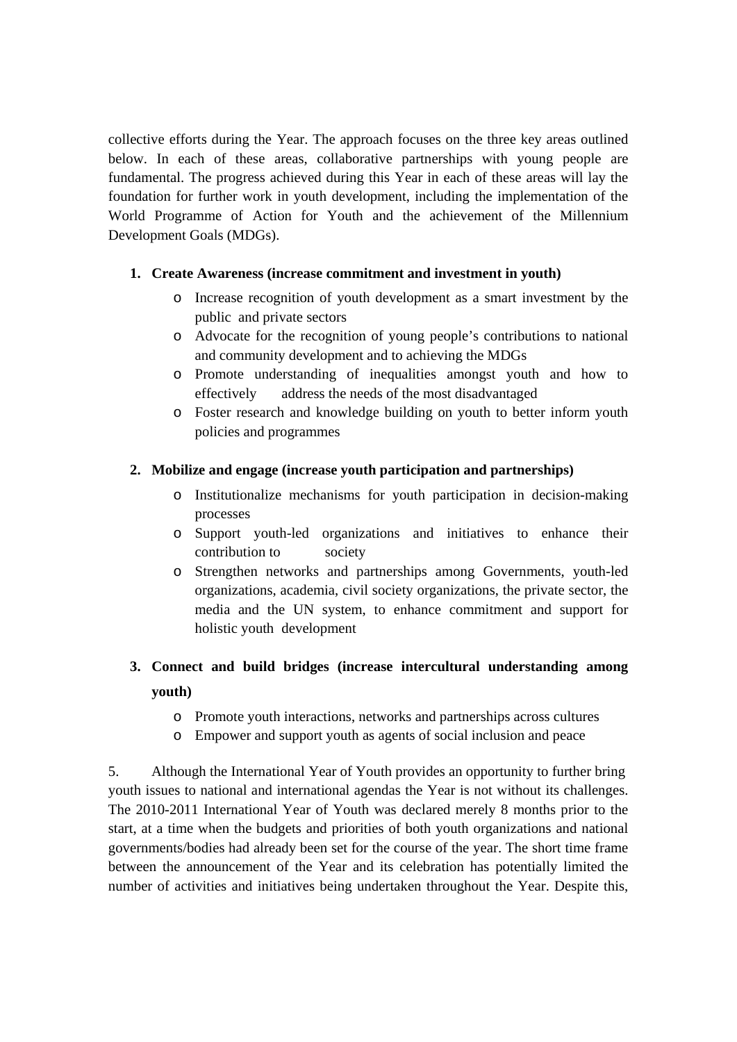collective efforts during the Year. The approach focuses on the three key areas outlined below. In each of these areas, collaborative partnerships with young people are fundamental. The progress achieved during this Year in each of these areas will lay the foundation for further work in youth development, including the implementation of the World Programme of Action for Youth and the achievement of the Millennium Development Goals (MDGs).

1. **Create Awareness (increase commitment and investment in youth)**
    - Increase recognition of youth development as a smart investment by the public and private sectors
    - Advocate for the recognition of young people's contributions to national and community development and to achieving the MDGs
    - Promote understanding of inequalities amongst youth and how to effectively address the needs of the most disadvantaged
    - Foster research and knowledge building on youth to better inform youth policies and programmes

2. **Mobilize and engage (increase youth participation and partnerships)**
    - Institutionalize mechanisms for youth participation in decision-making processes
    - Support youth-led organizations and initiatives to enhance their contribution to society
    - Strengthen networks and partnerships among Governments, youth-led organizations, academia, civil society organizations, the private sector, the media and the UN system, to enhance commitment and support for holistic youth development

3. **Connect and build bridges (increase intercultural understanding among youth)**
    - Promote youth interactions, networks and partnerships across cultures
    - Empower and support youth as agents of social inclusion and peace

5. Although the International Year of Youth provides an opportunity to further bring youth issues to national and international agendas the Year is not without its challenges. The 2010-2011 International Year of Youth was declared merely 8 months prior to the start, at a time when the budgets and priorities of both youth organizations and national governments/bodies had already been set for the course of the year. The short time frame between the announcement of the Year and its celebration has potentially limited the number of activities and initiatives being undertaken throughout the Year. Despite this,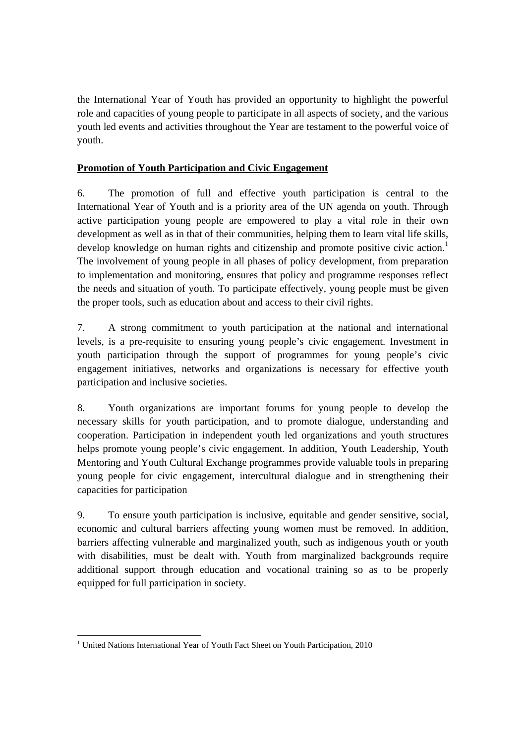the International Year of Youth has provided an opportunity to highlight the powerful role and capacities of young people to participate in all aspects of society, and the various youth led events and activities throughout the Year are testament to the powerful voice of youth.

**Promotion of Youth Participation and Civic Engagement**

6. The promotion of full and effective youth participation is central to the International Year of Youth and is a priority area of the UN agenda on youth. Through active participation young people are empowered to play a vital role in their own development as well as in that of their communities, helping them to learn vital life skills, develop knowledge on human rights and citizenship and promote positive civic action.[1] The involvement of young people in all phases of policy development, from preparation to implementation and monitoring, ensures that policy and programme responses reflect the needs and situation of youth. To participate effectively, young people must be given the proper tools, such as education about and access to their civil rights.

7. A strong commitment to youth participation at the national and international levels, is a pre-requisite to ensuring young people's civic engagement. Investment in youth participation through the support of programmes for young people's civic engagement initiatives, networks and organizations is necessary for effective youth participation and inclusive societies.

8. Youth organizations are important forums for young people to develop the necessary skills for youth participation, and to promote dialogue, understanding and cooperation. Participation in independent youth led organizations and youth structures helps promote young people's civic engagement. In addition, Youth Leadership, Youth Mentoring and Youth Cultural Exchange programmes provide valuable tools in preparing young people for civic engagement, intercultural dialogue and in strengthening their capacities for participation

9. To ensure youth participation is inclusive, equitable and gender sensitive, social, economic and cultural barriers affecting young women must be removed. In addition, barriers affecting vulnerable and marginalized youth, such as indigenous youth or youth with disabilities, must be dealt with. Youth from marginalized backgrounds require additional support through education and vocational training so as to be properly equipped for full participation in society.

[1] United Nations International Year of Youth Fact Sheet on Youth Participation, 2010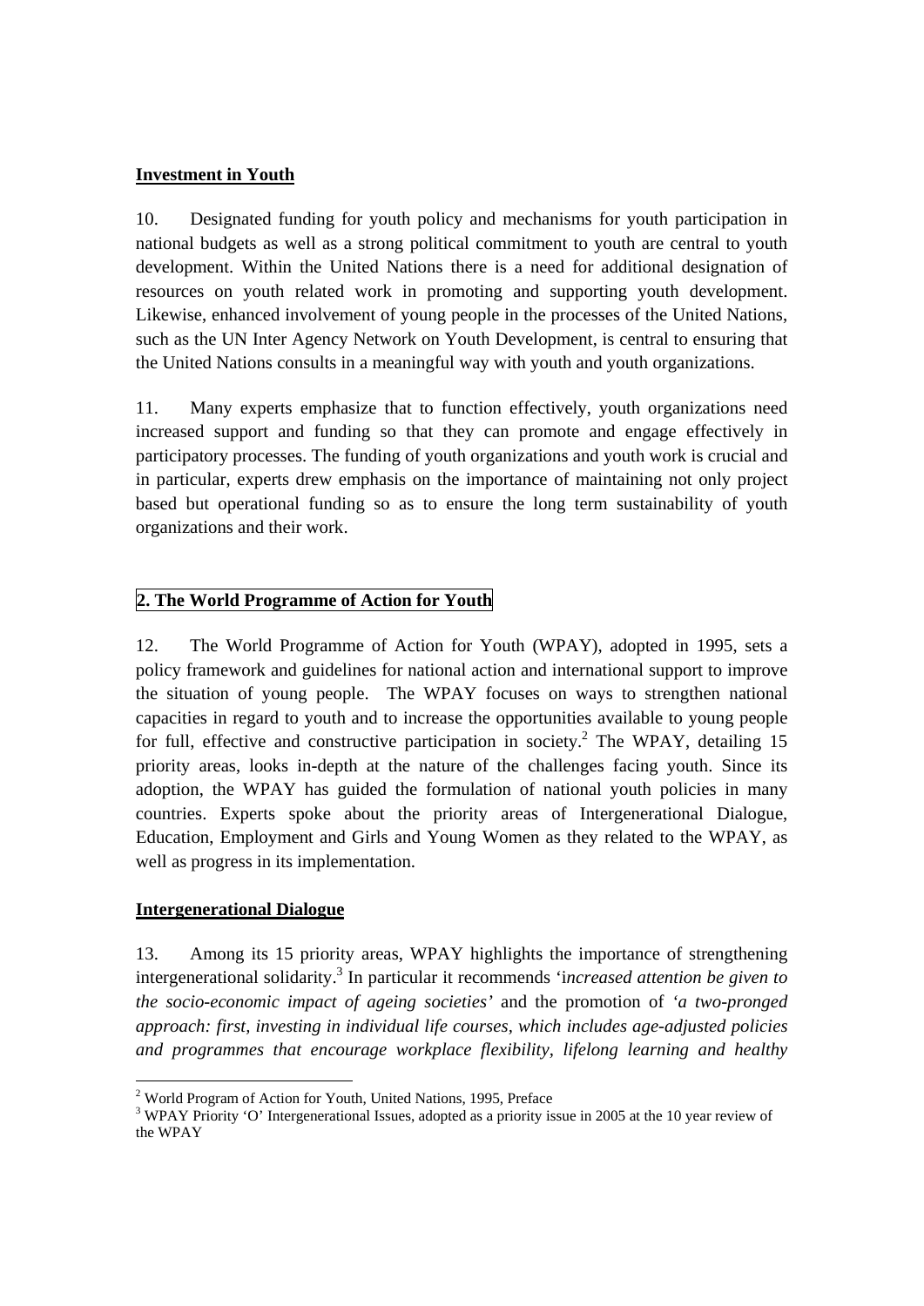**Investment in Youth**

10. Designated funding for youth policy and mechanisms for youth participation in national budgets as well as a strong political commitment to youth are central to youth development. Within the United Nations there is a need for additional designation of resources on youth related work in promoting and supporting youth development. Likewise, enhanced involvement of young people in the processes of the United Nations, such as the UN Inter Agency Network on Youth Development, is central to ensuring that the United Nations consults in a meaningful way with youth and youth organizations.

11. Many experts emphasize that to function effectively, youth organizations need increased support and funding so that they can promote and engage effectively in participatory processes. The funding of youth organizations and youth work is crucial and in particular, experts drew emphasis on the importance of maintaining not only project based but operational funding so as to ensure the long term sustainability of youth organizations and their work.

## 2. The World Programme of Action for Youth

12. The World Programme of Action for Youth (WPAY), adopted in 1995, sets a policy framework and guidelines for national action and international support to improve the situation of young people. The WPAY focuses on ways to strengthen national capacities in regard to youth and to increase the opportunities available to young people for full, effective and constructive participation in society.[2] The WPAY, detailing 15 priority areas, looks in-depth at the nature of the challenges facing youth. Since its adoption, the WPAY has guided the formulation of national youth policies in many countries. Experts spoke about the priority areas of Intergenerational Dialogue, Education, Employment and Girls and Young Women as they related to the WPAY, as well as progress in its implementation.

**Intergenerational Dialogue**

13. Among its 15 priority areas, WPAY highlights the importance of strengthening intergenerational solidarity.[3] In particular it recommends 'i*ncreased attention be given to the socio-economic impact of ageing societies*' and the promotion of '*a two-pronged approach: first, investing in individual life courses, which includes age-adjusted policies and programmes that encourage workplace flexibility, lifelong learning and healthy*

---

[2] World Program of Action for Youth, United Nations, 1995, Preface

[3] WPAY Priority 'O' Intergenerational Issues, adopted as a priority issue in 2005 at the 10 year review of the WPAY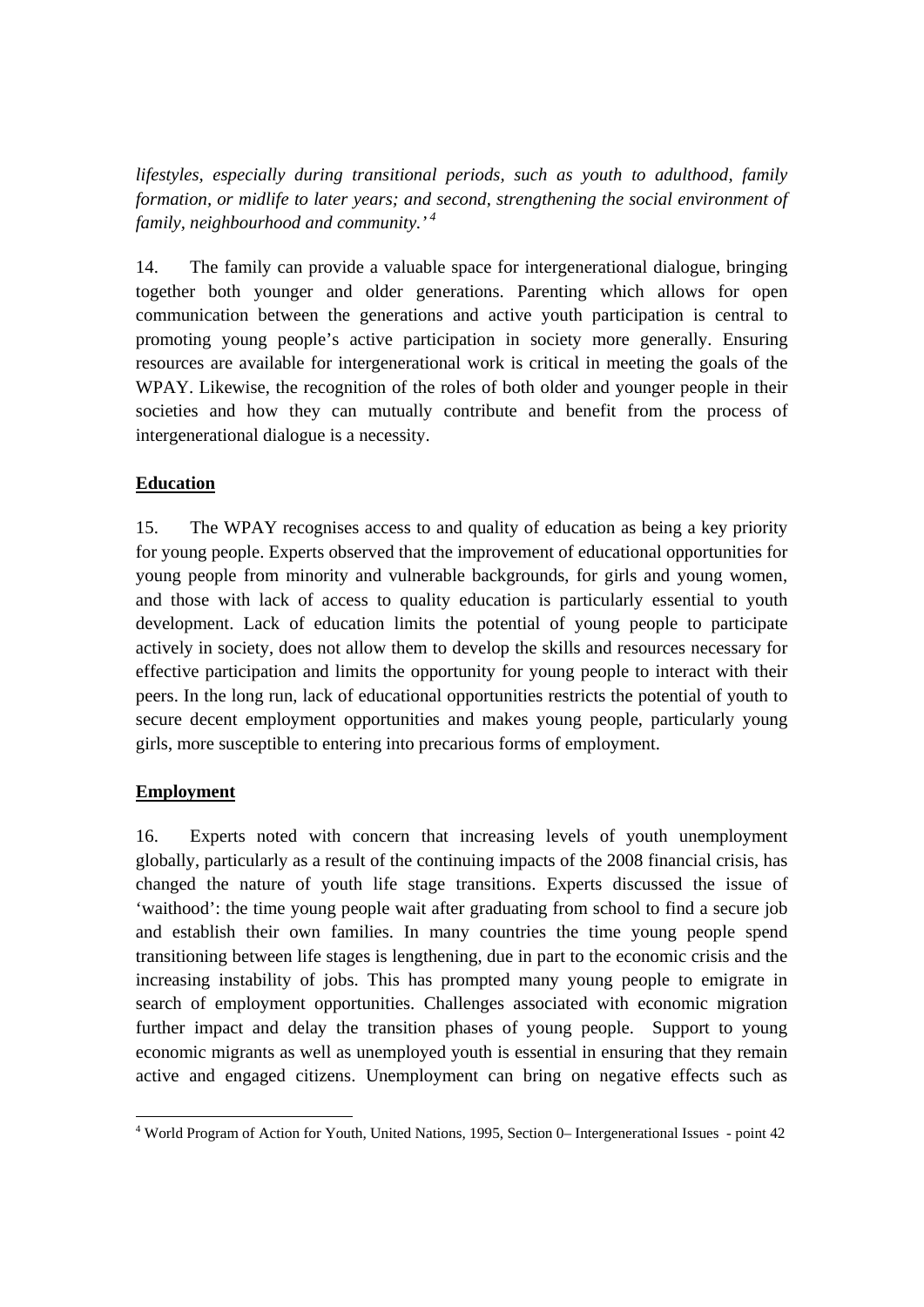*lifestyles, especially during transitional periods, such as youth to adulthood, family formation, or midlife to later years; and second, strengthening the social environment of family, neighbourhood and community.'* [4]

14. The family can provide a valuable space for intergenerational dialogue, bringing together both younger and older generations. Parenting which allows for open communication between the generations and active youth participation is central to promoting young people's active participation in society more generally. Ensuring resources are available for intergenerational work is critical in meeting the goals of the WPAY. Likewise, the recognition of the roles of both older and younger people in their societies and how they can mutually contribute and benefit from the process of intergenerational dialogue is a necessity.

**Education**

15. The WPAY recognises access to and quality of education as being a key priority for young people. Experts observed that the improvement of educational opportunities for young people from minority and vulnerable backgrounds, for girls and young women, and those with lack of access to quality education is particularly essential to youth development. Lack of education limits the potential of young people to participate actively in society, does not allow them to develop the skills and resources necessary for effective participation and limits the opportunity for young people to interact with their peers. In the long run, lack of educational opportunities restricts the potential of youth to secure decent employment opportunities and makes young people, particularly young girls, more susceptible to entering into precarious forms of employment.

**Employment**

16. Experts noted with concern that increasing levels of youth unemployment globally, particularly as a result of the continuing impacts of the 2008 financial crisis, has changed the nature of youth life stage transitions. Experts discussed the issue of 'waithood': the time young people wait after graduating from school to find a secure job and establish their own families. In many countries the time young people spend transitioning between life stages is lengthening, due in part to the economic crisis and the increasing instability of jobs. This has prompted many young people to emigrate in search of employment opportunities. Challenges associated with economic migration further impact and delay the transition phases of young people. Support to young economic migrants as well as unemployed youth is essential in ensuring that they remain active and engaged citizens. Unemployment can bring on negative effects such as

[4] World Program of Action for Youth, United Nations, 1995, Section 0– Intergenerational Issues - point 42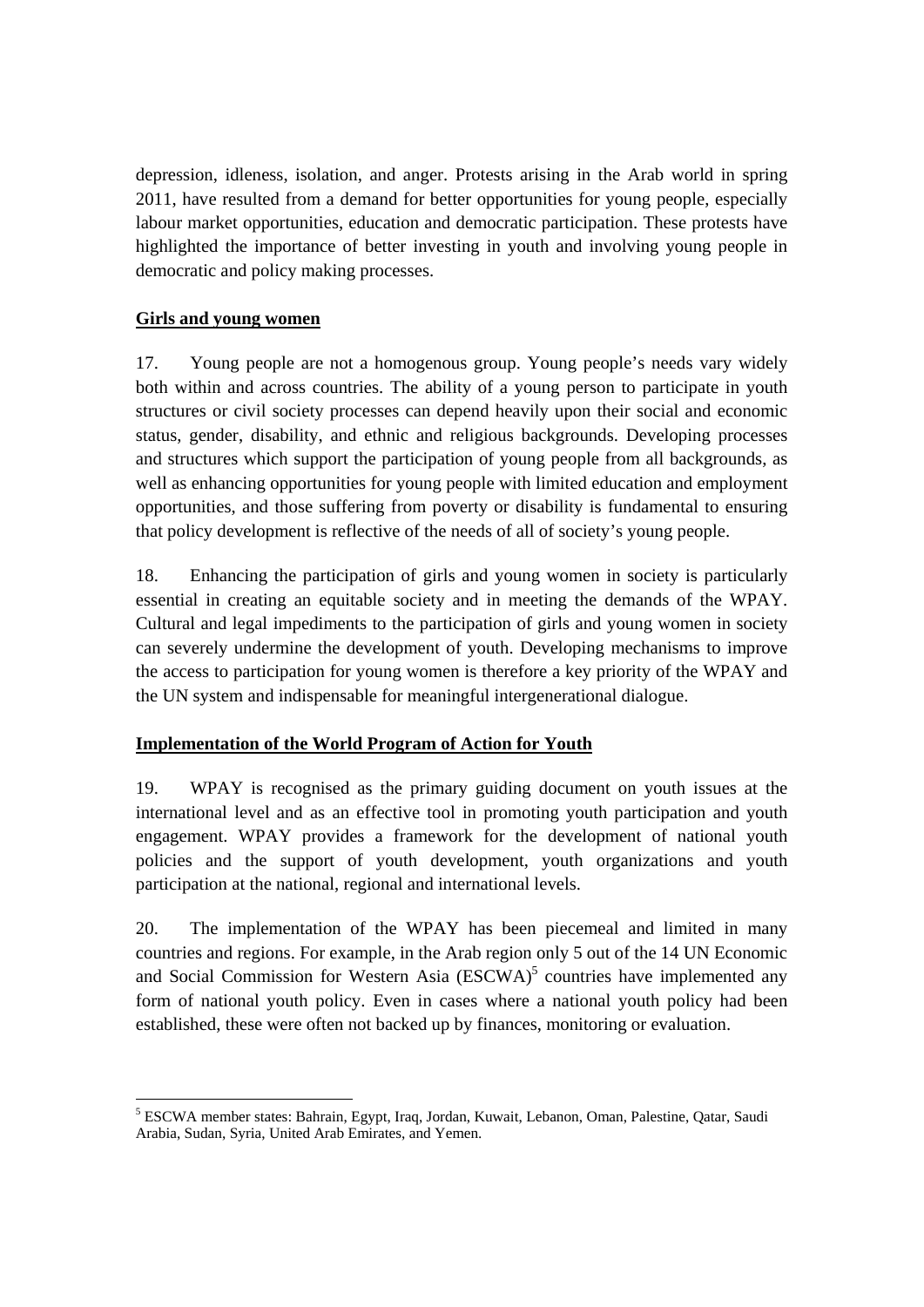depression, idleness, isolation, and anger. Protests arising in the Arab world in spring 2011, have resulted from a demand for better opportunities for young people, especially labour market opportunities, education and democratic participation. These protests have highlighted the importance of better investing in youth and involving young people in democratic and policy making processes.

**Girls and young women**

17. Young people are not a homogenous group. Young people's needs vary widely both within and across countries. The ability of a young person to participate in youth structures or civil society processes can depend heavily upon their social and economic status, gender, disability, and ethnic and religious backgrounds. Developing processes and structures which support the participation of young people from all backgrounds, as well as enhancing opportunities for young people with limited education and employment opportunities, and those suffering from poverty or disability is fundamental to ensuring that policy development is reflective of the needs of all of society's young people.

18. Enhancing the participation of girls and young women in society is particularly essential in creating an equitable society and in meeting the demands of the WPAY. Cultural and legal impediments to the participation of girls and young women in society can severely undermine the development of youth. Developing mechanisms to improve the access to participation for young women is therefore a key priority of the WPAY and the UN system and indispensable for meaningful intergenerational dialogue.

**Implementation of the World Program of Action for Youth**

19. WPAY is recognised as the primary guiding document on youth issues at the international level and as an effective tool in promoting youth participation and youth engagement. WPAY provides a framework for the development of national youth policies and the support of youth development, youth organizations and youth participation at the national, regional and international levels.

20. The implementation of the WPAY has been piecemeal and limited in many countries and regions. For example, in the Arab region only 5 out of the 14 UN Economic and Social Commission for Western Asia (ESCWA)[5] countries have implemented any form of national youth policy. Even in cases where a national youth policy had been established, these were often not backed up by finances, monitoring or evaluation.

---

[5] ESCWA member states: Bahrain, Egypt, Iraq, Jordan, Kuwait, Lebanon, Oman, Palestine, Qatar, Saudi Arabia, Sudan, Syria, United Arab Emirates, and Yemen.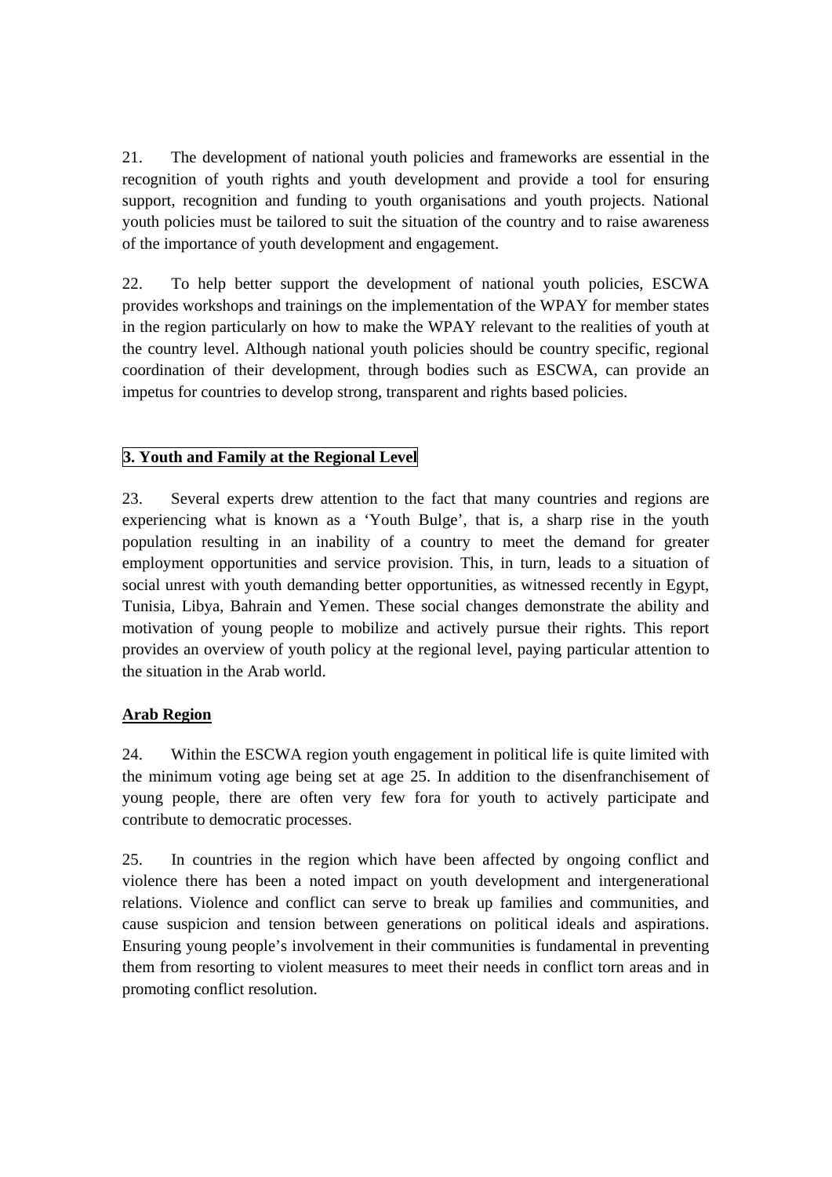21. The development of national youth policies and frameworks are essential in the recognition of youth rights and youth development and provide a tool for ensuring support, recognition and funding to youth organisations and youth projects. National youth policies must be tailored to suit the situation of the country and to raise awareness of the importance of youth development and engagement.

22. To help better support the development of national youth policies, ESCWA provides workshops and trainings on the implementation of the WPAY for member states in the region particularly on how to make the WPAY relevant to the realities of youth at the country level. Although national youth policies should be country specific, regional coordination of their development, through bodies such as ESCWA, can provide an impetus for countries to develop strong, transparent and rights based policies.

## 3. Youth and Family at the Regional Level

23. Several experts drew attention to the fact that many countries and regions are experiencing what is known as a 'Youth Bulge', that is, a sharp rise in the youth population resulting in an inability of a country to meet the demand for greater employment opportunities and service provision. This, in turn, leads to a situation of social unrest with youth demanding better opportunities, as witnessed recently in Egypt, Tunisia, Libya, Bahrain and Yemen. These social changes demonstrate the ability and motivation of young people to mobilize and actively pursue their rights. This report provides an overview of youth policy at the regional level, paying particular attention to the situation in the Arab world.

### Arab Region

24. Within the ESCWA region youth engagement in political life is quite limited with the minimum voting age being set at age 25. In addition to the disenfranchisement of young people, there are often very few fora for youth to actively participate and contribute to democratic processes.

25. In countries in the region which have been affected by ongoing conflict and violence there has been a noted impact on youth development and intergenerational relations. Violence and conflict can serve to break up families and communities, and cause suspicion and tension between generations on political ideals and aspirations. Ensuring young people's involvement in their communities is fundamental in preventing them from resorting to violent measures to meet their needs in conflict torn areas and in promoting conflict resolution.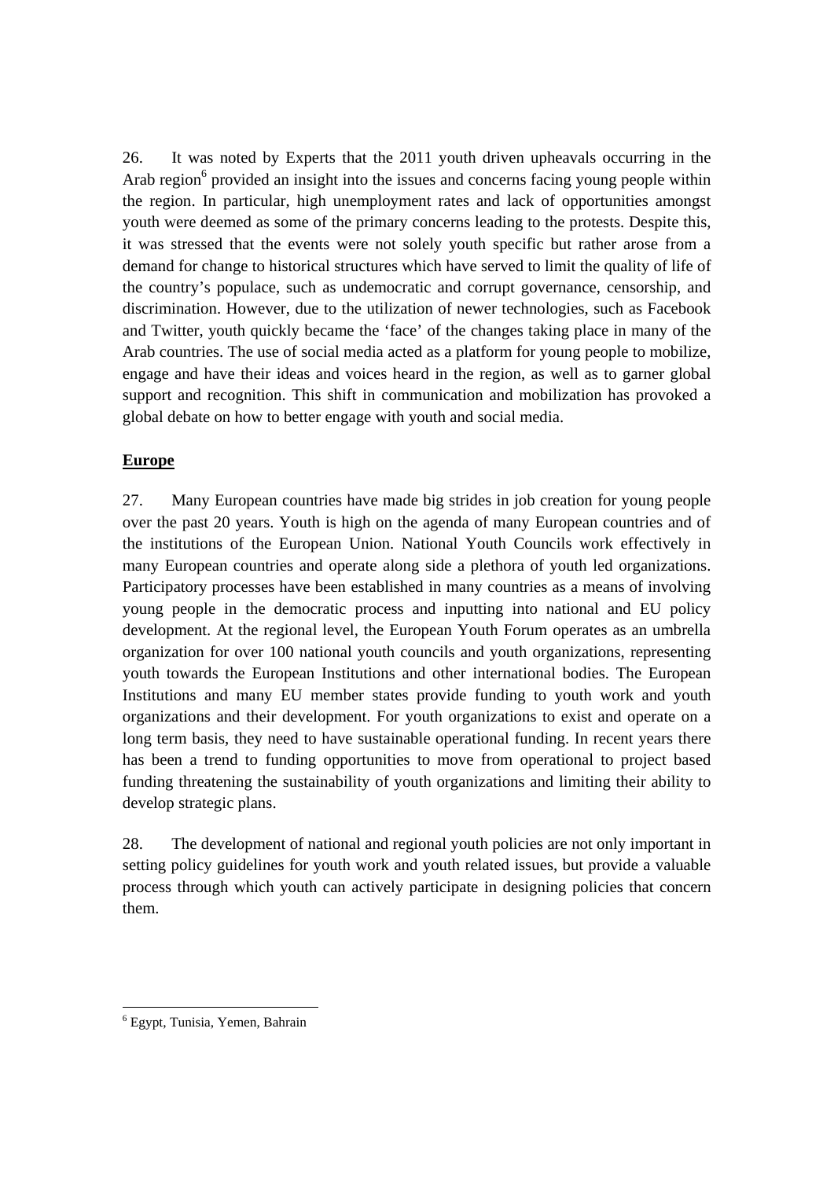26. It was noted by Experts that the 2011 youth driven upheavals occurring in the Arab region[6] provided an insight into the issues and concerns facing young people within the region. In particular, high unemployment rates and lack of opportunities amongst youth were deemed as some of the primary concerns leading to the protests. Despite this, it was stressed that the events were not solely youth specific but rather arose from a demand for change to historical structures which have served to limit the quality of life of the country's populace, such as undemocratic and corrupt governance, censorship, and discrimination. However, due to the utilization of newer technologies, such as Facebook and Twitter, youth quickly became the 'face' of the changes taking place in many of the Arab countries. The use of social media acted as a platform for young people to mobilize, engage and have their ideas and voices heard in the region, as well as to garner global support and recognition. This shift in communication and mobilization has provoked a global debate on how to better engage with youth and social media.

**Europe**

27. Many European countries have made big strides in job creation for young people over the past 20 years. Youth is high on the agenda of many European countries and of the institutions of the European Union. National Youth Councils work effectively in many European countries and operate along side a plethora of youth led organizations. Participatory processes have been established in many countries as a means of involving young people in the democratic process and inputting into national and EU policy development. At the regional level, the European Youth Forum operates as an umbrella organization for over 100 national youth councils and youth organizations, representing youth towards the European Institutions and other international bodies. The European Institutions and many EU member states provide funding to youth work and youth organizations and their development. For youth organizations to exist and operate on a long term basis, they need to have sustainable operational funding. In recent years there has been a trend to funding opportunities to move from operational to project based funding threatening the sustainability of youth organizations and limiting their ability to develop strategic plans.

28. The development of national and regional youth policies are not only important in setting policy guidelines for youth work and youth related issues, but provide a valuable process through which youth can actively participate in designing policies that concern them.

---

[6] Egypt, Tunisia, Yemen, Bahrain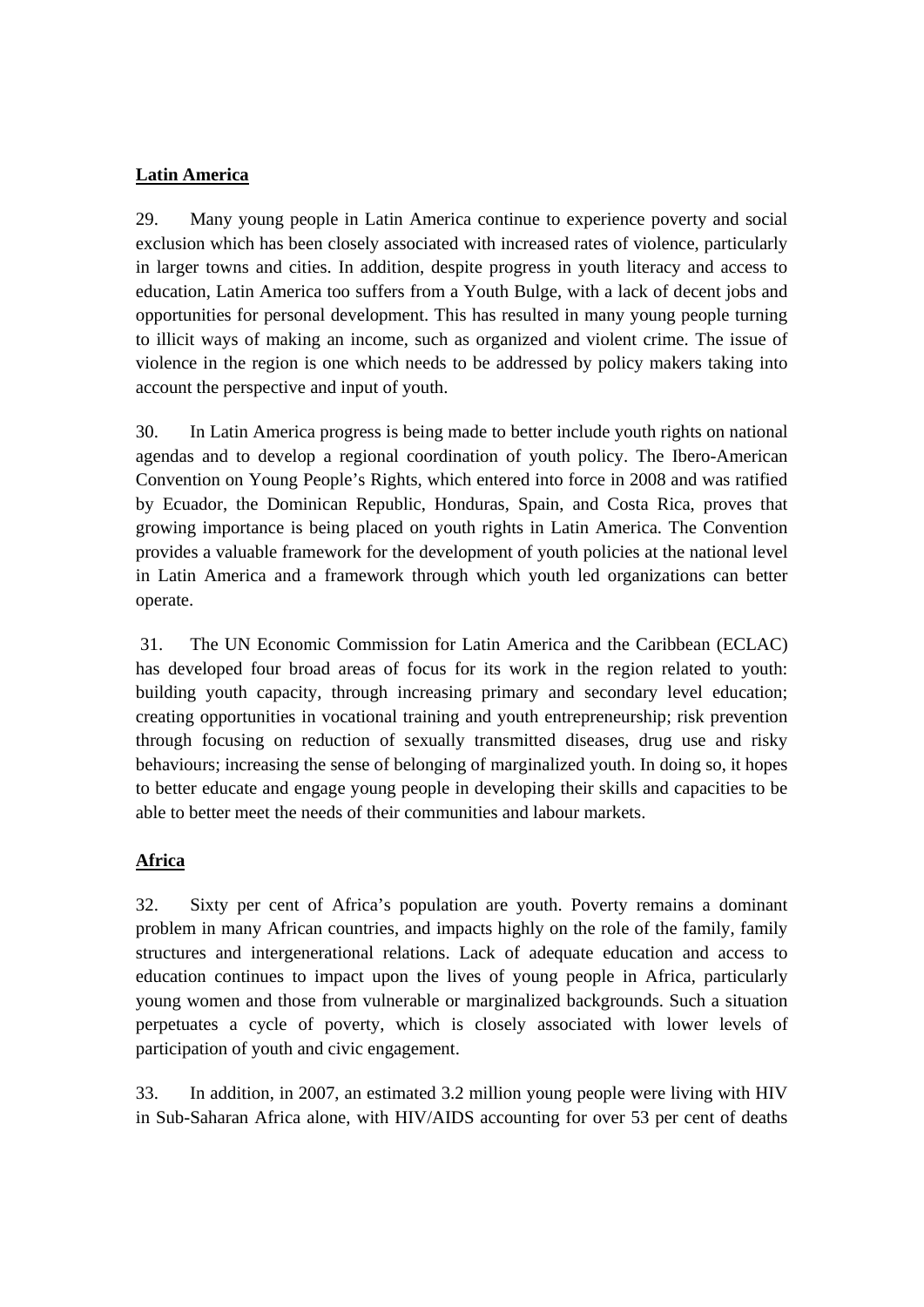**Latin America**

29. Many young people in Latin America continue to experience poverty and social exclusion which has been closely associated with increased rates of violence, particularly in larger towns and cities. In addition, despite progress in youth literacy and access to education, Latin America too suffers from a Youth Bulge, with a lack of decent jobs and opportunities for personal development. This has resulted in many young people turning to illicit ways of making an income, such as organized and violent crime. The issue of violence in the region is one which needs to be addressed by policy makers taking into account the perspective and input of youth.

30. In Latin America progress is being made to better include youth rights on national agendas and to develop a regional coordination of youth policy. The Ibero-American Convention on Young People's Rights, which entered into force in 2008 and was ratified by Ecuador, the Dominican Republic, Honduras, Spain, and Costa Rica, proves that growing importance is being placed on youth rights in Latin America. The Convention provides a valuable framework for the development of youth policies at the national level in Latin America and a framework through which youth led organizations can better operate.

31. The UN Economic Commission for Latin America and the Caribbean (ECLAC) has developed four broad areas of focus for its work in the region related to youth: building youth capacity, through increasing primary and secondary level education; creating opportunities in vocational training and youth entrepreneurship; risk prevention through focusing on reduction of sexually transmitted diseases, drug use and risky behaviours; increasing the sense of belonging of marginalized youth. In doing so, it hopes to better educate and engage young people in developing their skills and capacities to be able to better meet the needs of their communities and labour markets.

**Africa**

32. Sixty per cent of Africa's population are youth. Poverty remains a dominant problem in many African countries, and impacts highly on the role of the family, family structures and intergenerational relations. Lack of adequate education and access to education continues to impact upon the lives of young people in Africa, particularly young women and those from vulnerable or marginalized backgrounds. Such a situation perpetuates a cycle of poverty, which is closely associated with lower levels of participation of youth and civic engagement.

33. In addition, in 2007, an estimated 3.2 million young people were living with HIV in Sub-Saharan Africa alone, with HIV/AIDS accounting for over 53 per cent of deaths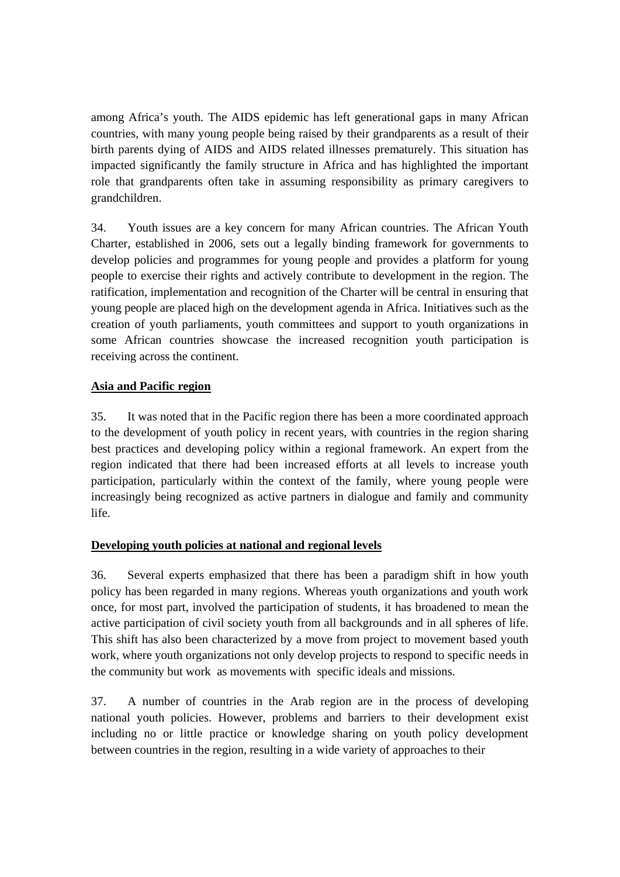among Africa's youth. The AIDS epidemic has left generational gaps in many African countries, with many young people being raised by their grandparents as a result of their birth parents dying of AIDS and AIDS related illnesses prematurely. This situation has impacted significantly the family structure in Africa and has highlighted the important role that grandparents often take in assuming responsibility as primary caregivers to grandchildren.

34. Youth issues are a key concern for many African countries. The African Youth Charter, established in 2006, sets out a legally binding framework for governments to develop policies and programmes for young people and provides a platform for young people to exercise their rights and actively contribute to development in the region. The ratification, implementation and recognition of the Charter will be central in ensuring that young people are placed high on the development agenda in Africa. Initiatives such as the creation of youth parliaments, youth committees and support to youth organizations in some African countries showcase the increased recognition youth participation is receiving across the continent.

**Asia and Pacific region**

35. It was noted that in the Pacific region there has been a more coordinated approach to the development of youth policy in recent years, with countries in the region sharing best practices and developing policy within a regional framework. An expert from the region indicated that there had been increased efforts at all levels to increase youth participation, particularly within the context of the family, where young people were increasingly being recognized as active partners in dialogue and family and community life.

**Developing youth policies at national and regional levels**

36. Several experts emphasized that there has been a paradigm shift in how youth policy has been regarded in many regions. Whereas youth organizations and youth work once, for most part, involved the participation of students, it has broadened to mean the active participation of civil society youth from all backgrounds and in all spheres of life. This shift has also been characterized by a move from project to movement based youth work, where youth organizations not only develop projects to respond to specific needs in the community but work as movements with specific ideals and missions.

37. A number of countries in the Arab region are in the process of developing national youth policies. However, problems and barriers to their development exist including no or little practice or knowledge sharing on youth policy development between countries in the region, resulting in a wide variety of approaches to their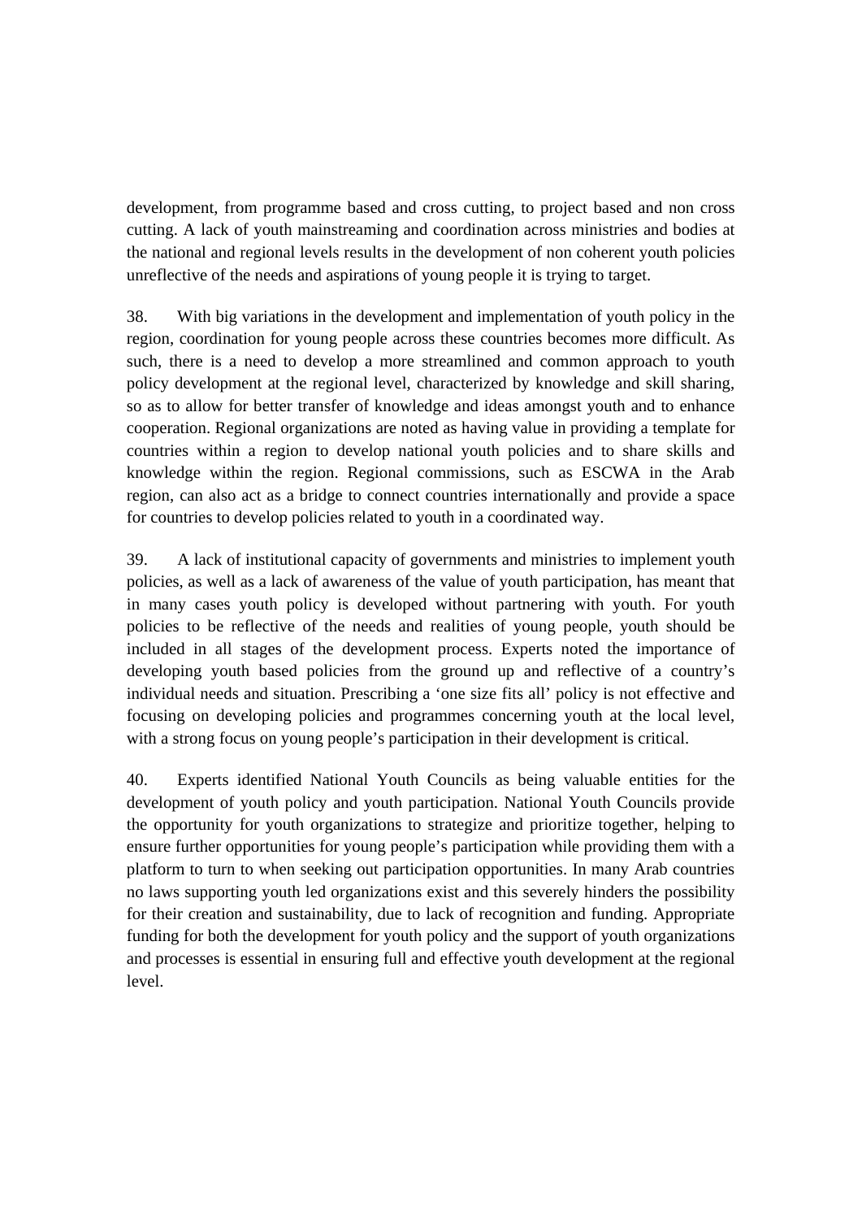development, from programme based and cross cutting, to project based and non cross cutting. A lack of youth mainstreaming and coordination across ministries and bodies at the national and regional levels results in the development of non coherent youth policies unreflective of the needs and aspirations of young people it is trying to target.

38. With big variations in the development and implementation of youth policy in the region, coordination for young people across these countries becomes more difficult. As such, there is a need to develop a more streamlined and common approach to youth policy development at the regional level, characterized by knowledge and skill sharing, so as to allow for better transfer of knowledge and ideas amongst youth and to enhance cooperation. Regional organizations are noted as having value in providing a template for countries within a region to develop national youth policies and to share skills and knowledge within the region. Regional commissions, such as ESCWA in the Arab region, can also act as a bridge to connect countries internationally and provide a space for countries to develop policies related to youth in a coordinated way.

39. A lack of institutional capacity of governments and ministries to implement youth policies, as well as a lack of awareness of the value of youth participation, has meant that in many cases youth policy is developed without partnering with youth. For youth policies to be reflective of the needs and realities of young people, youth should be included in all stages of the development process. Experts noted the importance of developing youth based policies from the ground up and reflective of a country's individual needs and situation. Prescribing a 'one size fits all' policy is not effective and focusing on developing policies and programmes concerning youth at the local level, with a strong focus on young people's participation in their development is critical.

40. Experts identified National Youth Councils as being valuable entities for the development of youth policy and youth participation. National Youth Councils provide the opportunity for youth organizations to strategize and prioritize together, helping to ensure further opportunities for young people's participation while providing them with a platform to turn to when seeking out participation opportunities. In many Arab countries no laws supporting youth led organizations exist and this severely hinders the possibility for their creation and sustainability, due to lack of recognition and funding. Appropriate funding for both the development for youth policy and the support of youth organizations and processes is essential in ensuring full and effective youth development at the regional level.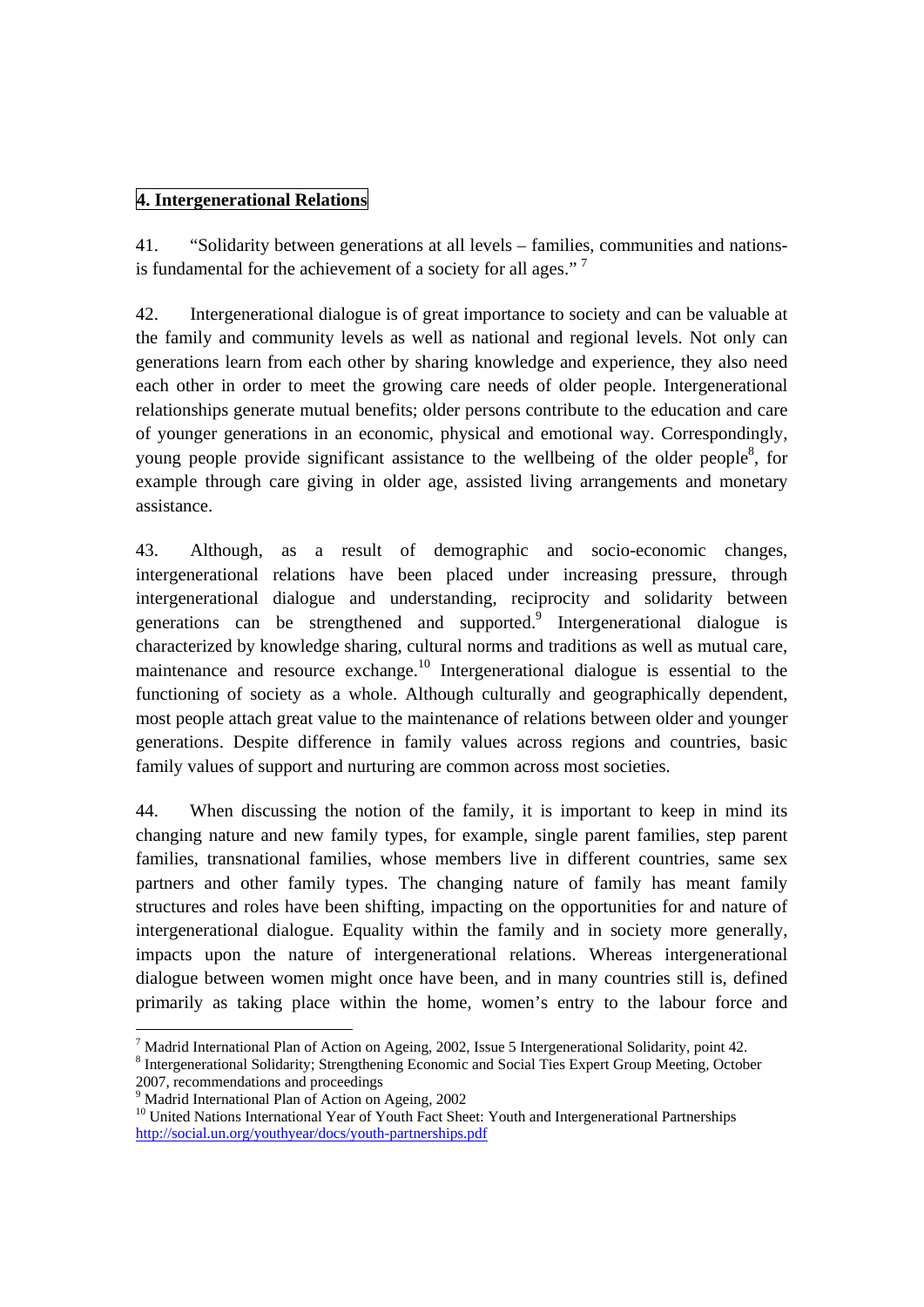## 4. Intergenerational Relations

41. "Solidarity between generations at all levels – families, communities and nations- is fundamental for the achievement of a society for all ages." [7]

42. Intergenerational dialogue is of great importance to society and can be valuable at the family and community levels as well as national and regional levels. Not only can generations learn from each other by sharing knowledge and experience, they also need each other in order to meet the growing care needs of older people. Intergenerational relationships generate mutual benefits; older persons contribute to the education and care of younger generations in an economic, physical and emotional way. Correspondingly, young people provide significant assistance to the wellbeing of the older people[8], for example through care giving in older age, assisted living arrangements and monetary assistance.

43. Although, as a result of demographic and socio-economic changes, intergenerational relations have been placed under increasing pressure, through intergenerational dialogue and understanding, reciprocity and solidarity between generations can be strengthened and supported.[9] Intergenerational dialogue is characterized by knowledge sharing, cultural norms and traditions as well as mutual care, maintenance and resource exchange.[10] Intergenerational dialogue is essential to the functioning of society as a whole. Although culturally and geographically dependent, most people attach great value to the maintenance of relations between older and younger generations. Despite difference in family values across regions and countries, basic family values of support and nurturing are common across most societies.

44. When discussing the notion of the family, it is important to keep in mind its changing nature and new family types, for example, single parent families, step parent families, transnational families, whose members live in different countries, same sex partners and other family types. The changing nature of family has meant family structures and roles have been shifting, impacting on the opportunities for and nature of intergenerational dialogue. Equality within the family and in society more generally, impacts upon the nature of intergenerational relations. Whereas intergenerational dialogue between women might once have been, and in many countries still is, defined primarily as taking place within the home, women's entry to the labour force and

---

[7] Madrid International Plan of Action on Ageing, 2002, Issue 5 Intergenerational Solidarity, point 42.

[8] Intergenerational Solidarity; Strengthening Economic and Social Ties Expert Group Meeting, October 2007, recommendations and proceedings

[9] Madrid International Plan of Action on Ageing, 2002

[10] United Nations International Year of Youth Fact Sheet: Youth and Intergenerational Partnerships http://social.un.org/youthyear/docs/youth-partnerships.pdf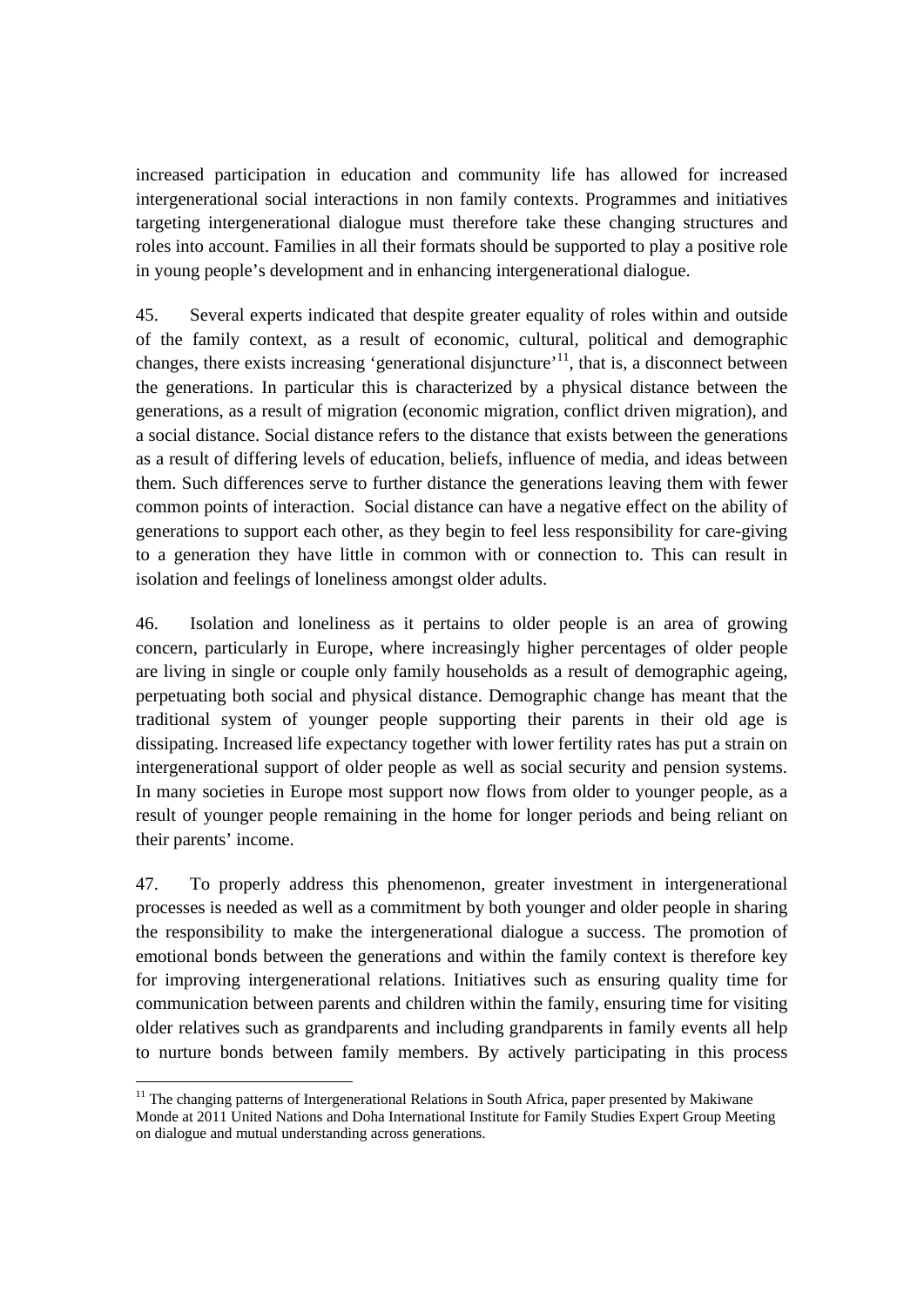increased participation in education and community life has allowed for increased intergenerational social interactions in non family contexts. Programmes and initiatives targeting intergenerational dialogue must therefore take these changing structures and roles into account. Families in all their formats should be supported to play a positive role in young people's development and in enhancing intergenerational dialogue.

45. Several experts indicated that despite greater equality of roles within and outside of the family context, as a result of economic, cultural, political and demographic changes, there exists increasing 'generational disjuncture'[11], that is, a disconnect between the generations. In particular this is characterized by a physical distance between the generations, as a result of migration (economic migration, conflict driven migration), and a social distance. Social distance refers to the distance that exists between the generations as a result of differing levels of education, beliefs, influence of media, and ideas between them. Such differences serve to further distance the generations leaving them with fewer common points of interaction. Social distance can have a negative effect on the ability of generations to support each other, as they begin to feel less responsibility for care-giving to a generation they have little in common with or connection to. This can result in isolation and feelings of loneliness amongst older adults.

46. Isolation and loneliness as it pertains to older people is an area of growing concern, particularly in Europe, where increasingly higher percentages of older people are living in single or couple only family households as a result of demographic ageing, perpetuating both social and physical distance. Demographic change has meant that the traditional system of younger people supporting their parents in their old age is dissipating. Increased life expectancy together with lower fertility rates has put a strain on intergenerational support of older people as well as social security and pension systems. In many societies in Europe most support now flows from older to younger people, as a result of younger people remaining in the home for longer periods and being reliant on their parents' income.

47. To properly address this phenomenon, greater investment in intergenerational processes is needed as well as a commitment by both younger and older people in sharing the responsibility to make the intergenerational dialogue a success. The promotion of emotional bonds between the generations and within the family context is therefore key for improving intergenerational relations. Initiatives such as ensuring quality time for communication between parents and children within the family, ensuring time for visiting older relatives such as grandparents and including grandparents in family events all help to nurture bonds between family members. By actively participating in this process

[11] The changing patterns of Intergenerational Relations in South Africa, paper presented by Makiwane Monde at 2011 United Nations and Doha International Institute for Family Studies Expert Group Meeting on dialogue and mutual understanding across generations.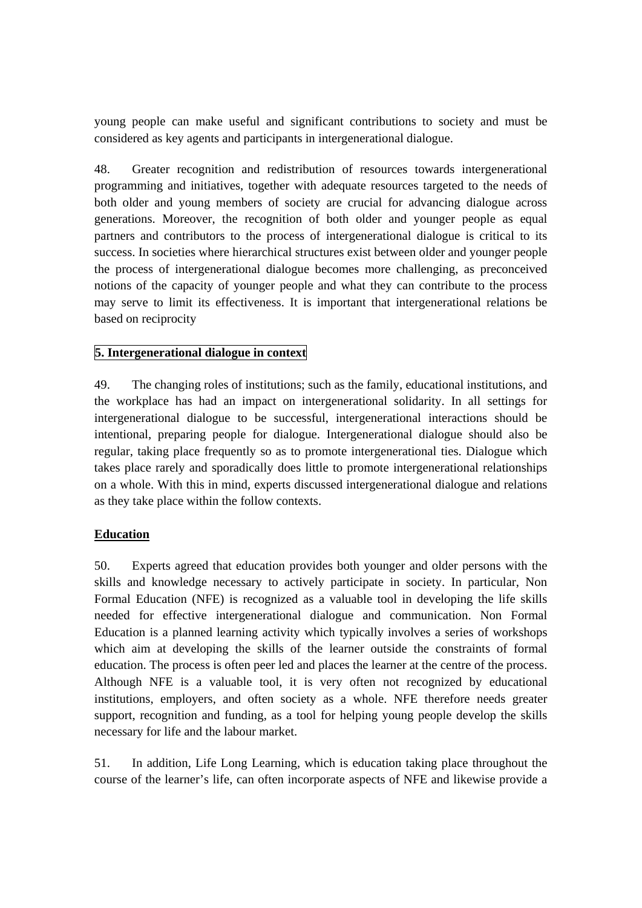young people can make useful and significant contributions to society and must be considered as key agents and participants in intergenerational dialogue.

48. Greater recognition and redistribution of resources towards intergenerational programming and initiatives, together with adequate resources targeted to the needs of both older and young members of society are crucial for advancing dialogue across generations. Moreover, the recognition of both older and younger people as equal partners and contributors to the process of intergenerational dialogue is critical to its success. In societies where hierarchical structures exist between older and younger people the process of intergenerational dialogue becomes more challenging, as preconceived notions of the capacity of younger people and what they can contribute to the process may serve to limit its effectiveness. It is important that intergenerational relations be based on reciprocity

## 5. Intergenerational dialogue in context

49. The changing roles of institutions; such as the family, educational institutions, and the workplace has had an impact on intergenerational solidarity. In all settings for intergenerational dialogue to be successful, intergenerational interactions should be intentional, preparing people for dialogue. Intergenerational dialogue should also be regular, taking place frequently so as to promote intergenerational ties. Dialogue which takes place rarely and sporadically does little to promote intergenerational relationships on a whole. With this in mind, experts discussed intergenerational dialogue and relations as they take place within the follow contexts.

### Education

50. Experts agreed that education provides both younger and older persons with the skills and knowledge necessary to actively participate in society. In particular, Non Formal Education (NFE) is recognized as a valuable tool in developing the life skills needed for effective intergenerational dialogue and communication. Non Formal Education is a planned learning activity which typically involves a series of workshops which aim at developing the skills of the learner outside the constraints of formal education. The process is often peer led and places the learner at the centre of the process. Although NFE is a valuable tool, it is very often not recognized by educational institutions, employers, and often society as a whole. NFE therefore needs greater support, recognition and funding, as a tool for helping young people develop the skills necessary for life and the labour market.

51. In addition, Life Long Learning, which is education taking place throughout the course of the learner's life, can often incorporate aspects of NFE and likewise provide a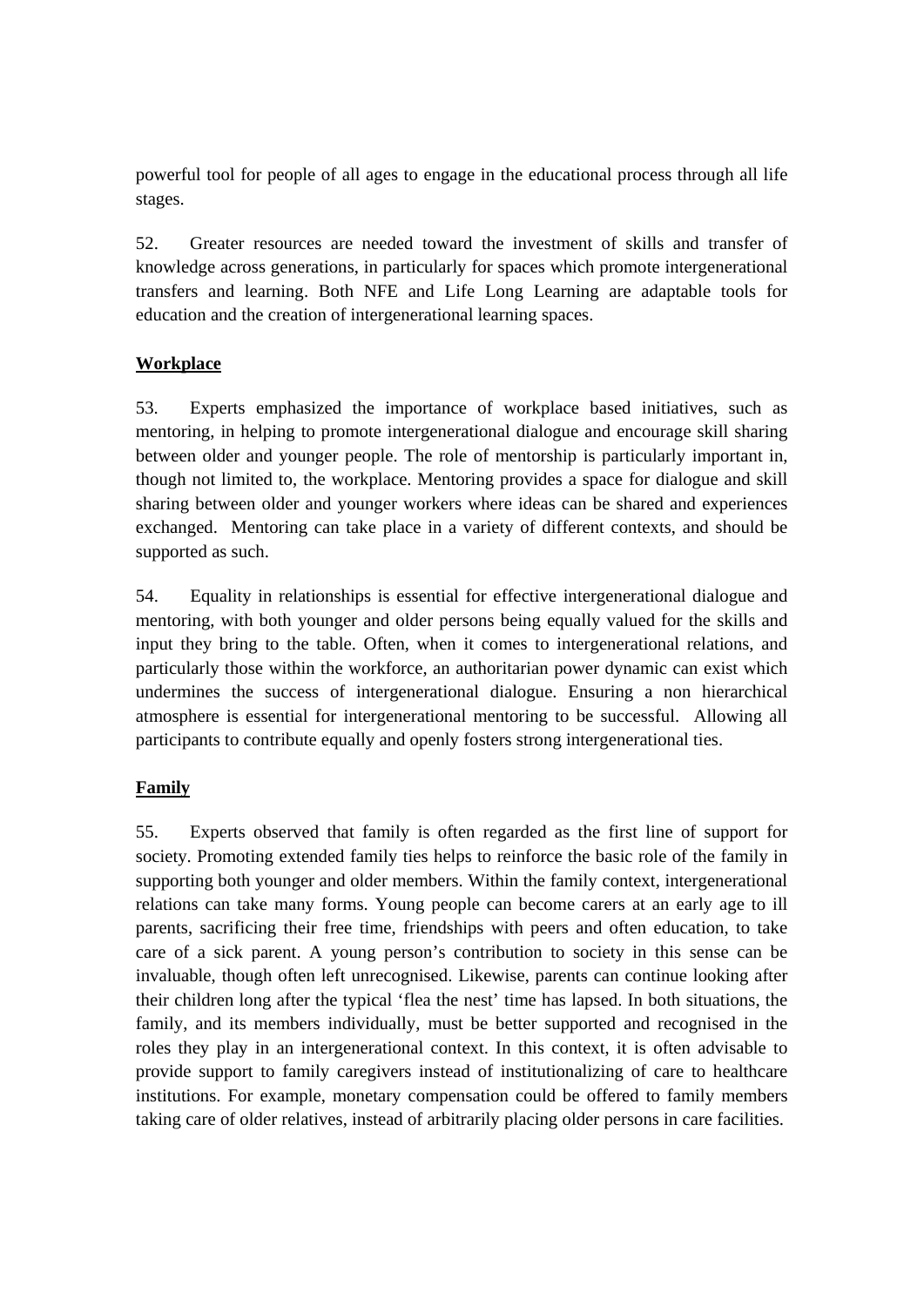powerful tool for people of all ages to engage in the educational process through all life stages.

52. Greater resources are needed toward the investment of skills and transfer of knowledge across generations, in particularly for spaces which promote intergenerational transfers and learning. Both NFE and Life Long Learning are adaptable tools for education and the creation of intergenerational learning spaces.

**Workplace**

53. Experts emphasized the importance of workplace based initiatives, such as mentoring, in helping to promote intergenerational dialogue and encourage skill sharing between older and younger people. The role of mentorship is particularly important in, though not limited to, the workplace. Mentoring provides a space for dialogue and skill sharing between older and younger workers where ideas can be shared and experiences exchanged. Mentoring can take place in a variety of different contexts, and should be supported as such.

54. Equality in relationships is essential for effective intergenerational dialogue and mentoring, with both younger and older persons being equally valued for the skills and input they bring to the table. Often, when it comes to intergenerational relations, and particularly those within the workforce, an authoritarian power dynamic can exist which undermines the success of intergenerational dialogue. Ensuring a non hierarchical atmosphere is essential for intergenerational mentoring to be successful. Allowing all participants to contribute equally and openly fosters strong intergenerational ties.

**Family**

55. Experts observed that family is often regarded as the first line of support for society. Promoting extended family ties helps to reinforce the basic role of the family in supporting both younger and older members. Within the family context, intergenerational relations can take many forms. Young people can become carers at an early age to ill parents, sacrificing their free time, friendships with peers and often education, to take care of a sick parent. A young person's contribution to society in this sense can be invaluable, though often left unrecognised. Likewise, parents can continue looking after their children long after the typical 'flea the nest' time has lapsed. In both situations, the family, and its members individually, must be better supported and recognised in the roles they play in an intergenerational context. In this context, it is often advisable to provide support to family caregivers instead of institutionalizing of care to healthcare institutions. For example, monetary compensation could be offered to family members taking care of older relatives, instead of arbitrarily placing older persons in care facilities.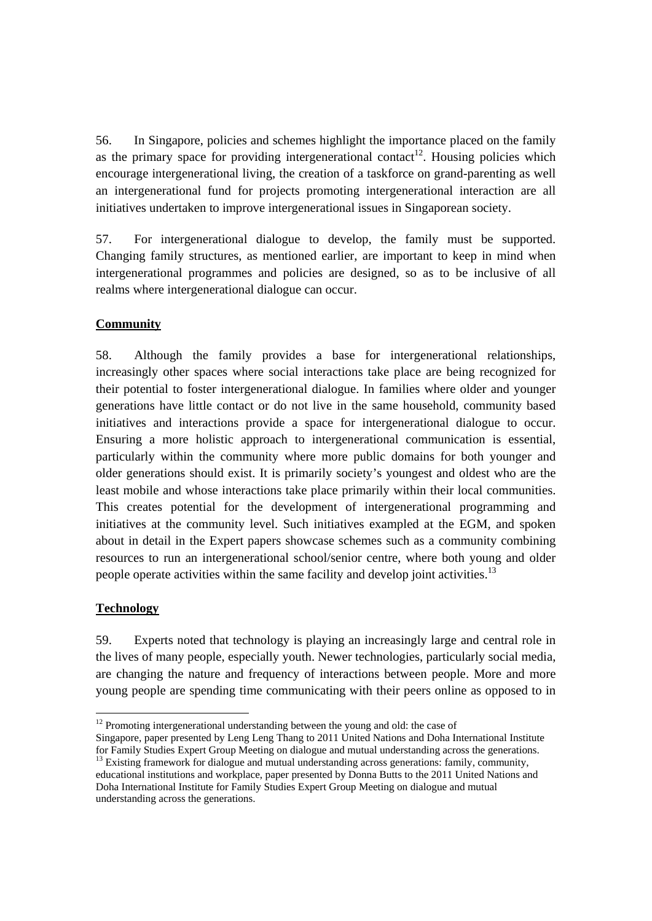56. In Singapore, policies and schemes highlight the importance placed on the family as the primary space for providing intergenerational contact[12]. Housing policies which encourage intergenerational living, the creation of a taskforce on grand-parenting as well an intergenerational fund for projects promoting intergenerational interaction are all initiatives undertaken to improve intergenerational issues in Singaporean society.

57. For intergenerational dialogue to develop, the family must be supported. Changing family structures, as mentioned earlier, are important to keep in mind when intergenerational programmes and policies are designed, so as to be inclusive of all realms where intergenerational dialogue can occur.

**Community**

58. Although the family provides a base for intergenerational relationships, increasingly other spaces where social interactions take place are being recognized for their potential to foster intergenerational dialogue. In families where older and younger generations have little contact or do not live in the same household, community based initiatives and interactions provide a space for intergenerational dialogue to occur. Ensuring a more holistic approach to intergenerational communication is essential, particularly within the community where more public domains for both younger and older generations should exist. It is primarily society's youngest and oldest who are the least mobile and whose interactions take place primarily within their local communities. This creates potential for the development of intergenerational programming and initiatives at the community level. Such initiatives exampled at the EGM, and spoken about in detail in the Expert papers showcase schemes such as a community combining resources to run an intergenerational school/senior centre, where both young and older people operate activities within the same facility and develop joint activities.[13]

**Technology**

59. Experts noted that technology is playing an increasingly large and central role in the lives of many people, especially youth. Newer technologies, particularly social media, are changing the nature and frequency of interactions between people. More and more young people are spending time communicating with their peers online as opposed to in

---

[12] Promoting intergenerational understanding between the young and old: the case of Singapore, paper presented by Leng Leng Thang to 2011 United Nations and Doha International Institute for Family Studies Expert Group Meeting on dialogue and mutual understanding across the generations.

[13] Existing framework for dialogue and mutual understanding across generations: family, community, educational institutions and workplace, paper presented by Donna Butts to the 2011 United Nations and Doha International Institute for Family Studies Expert Group Meeting on dialogue and mutual understanding across the generations.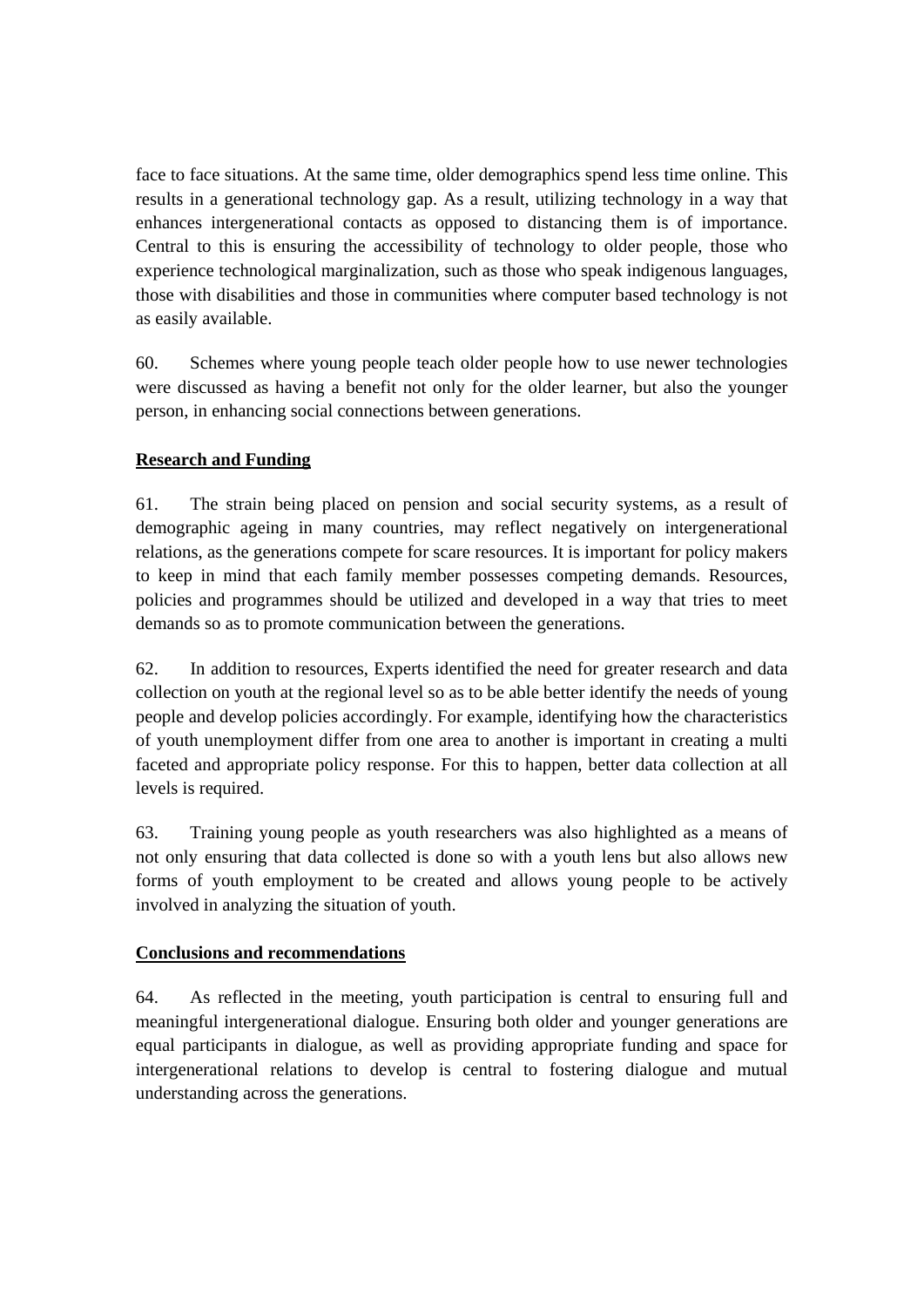face to face situations. At the same time, older demographics spend less time online. This results in a generational technology gap. As a result, utilizing technology in a way that enhances intergenerational contacts as opposed to distancing them is of importance. Central to this is ensuring the accessibility of technology to older people, those who experience technological marginalization, such as those who speak indigenous languages, those with disabilities and those in communities where computer based technology is not as easily available.

60. Schemes where young people teach older people how to use newer technologies were discussed as having a benefit not only for the older learner, but also the younger person, in enhancing social connections between generations.

**Research and Funding**

61. The strain being placed on pension and social security systems, as a result of demographic ageing in many countries, may reflect negatively on intergenerational relations, as the generations compete for scare resources. It is important for policy makers to keep in mind that each family member possesses competing demands. Resources, policies and programmes should be utilized and developed in a way that tries to meet demands so as to promote communication between the generations.

62. In addition to resources, Experts identified the need for greater research and data collection on youth at the regional level so as to be able better identify the needs of young people and develop policies accordingly. For example, identifying how the characteristics of youth unemployment differ from one area to another is important in creating a multi faceted and appropriate policy response. For this to happen, better data collection at all levels is required.

63. Training young people as youth researchers was also highlighted as a means of not only ensuring that data collected is done so with a youth lens but also allows new forms of youth employment to be created and allows young people to be actively involved in analyzing the situation of youth.

**Conclusions and recommendations**

64. As reflected in the meeting, youth participation is central to ensuring full and meaningful intergenerational dialogue. Ensuring both older and younger generations are equal participants in dialogue, as well as providing appropriate funding and space for intergenerational relations to develop is central to fostering dialogue and mutual understanding across the generations.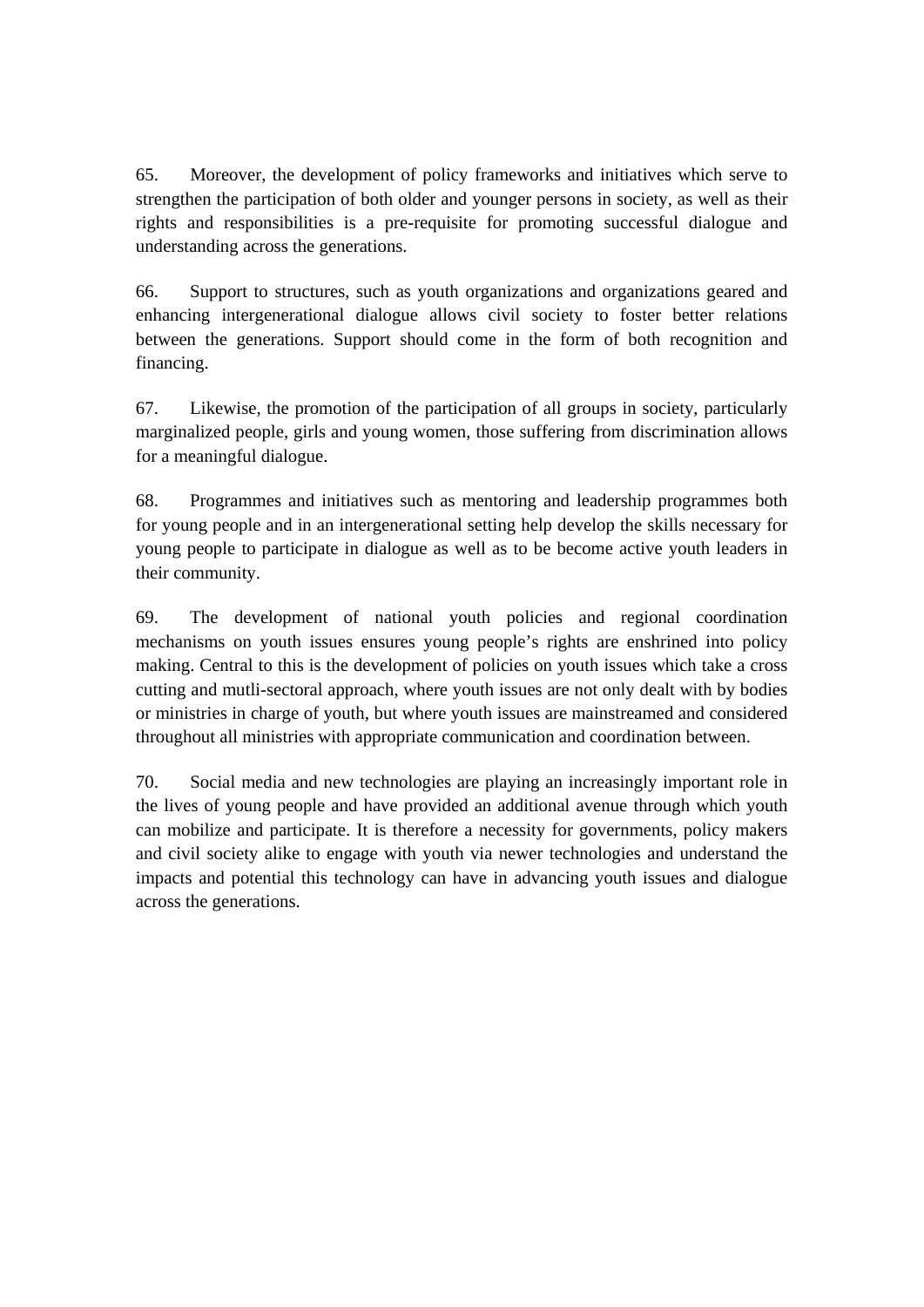65. Moreover, the development of policy frameworks and initiatives which serve to strengthen the participation of both older and younger persons in society, as well as their rights and responsibilities is a pre-requisite for promoting successful dialogue and understanding across the generations.

66. Support to structures, such as youth organizations and organizations geared and enhancing intergenerational dialogue allows civil society to foster better relations between the generations. Support should come in the form of both recognition and financing.

67. Likewise, the promotion of the participation of all groups in society, particularly marginalized people, girls and young women, those suffering from discrimination allows for a meaningful dialogue.

68. Programmes and initiatives such as mentoring and leadership programmes both for young people and in an intergenerational setting help develop the skills necessary for young people to participate in dialogue as well as to be become active youth leaders in their community.

69. The development of national youth policies and regional coordination mechanisms on youth issues ensures young people's rights are enshrined into policy making. Central to this is the development of policies on youth issues which take a cross cutting and mutli-sectoral approach, where youth issues are not only dealt with by bodies or ministries in charge of youth, but where youth issues are mainstreamed and considered throughout all ministries with appropriate communication and coordination between.

70. Social media and new technologies are playing an increasingly important role in the lives of young people and have provided an additional avenue through which youth can mobilize and participate. It is therefore a necessity for governments, policy makers and civil society alike to engage with youth via newer technologies and understand the impacts and potential this technology can have in advancing youth issues and dialogue across the generations.